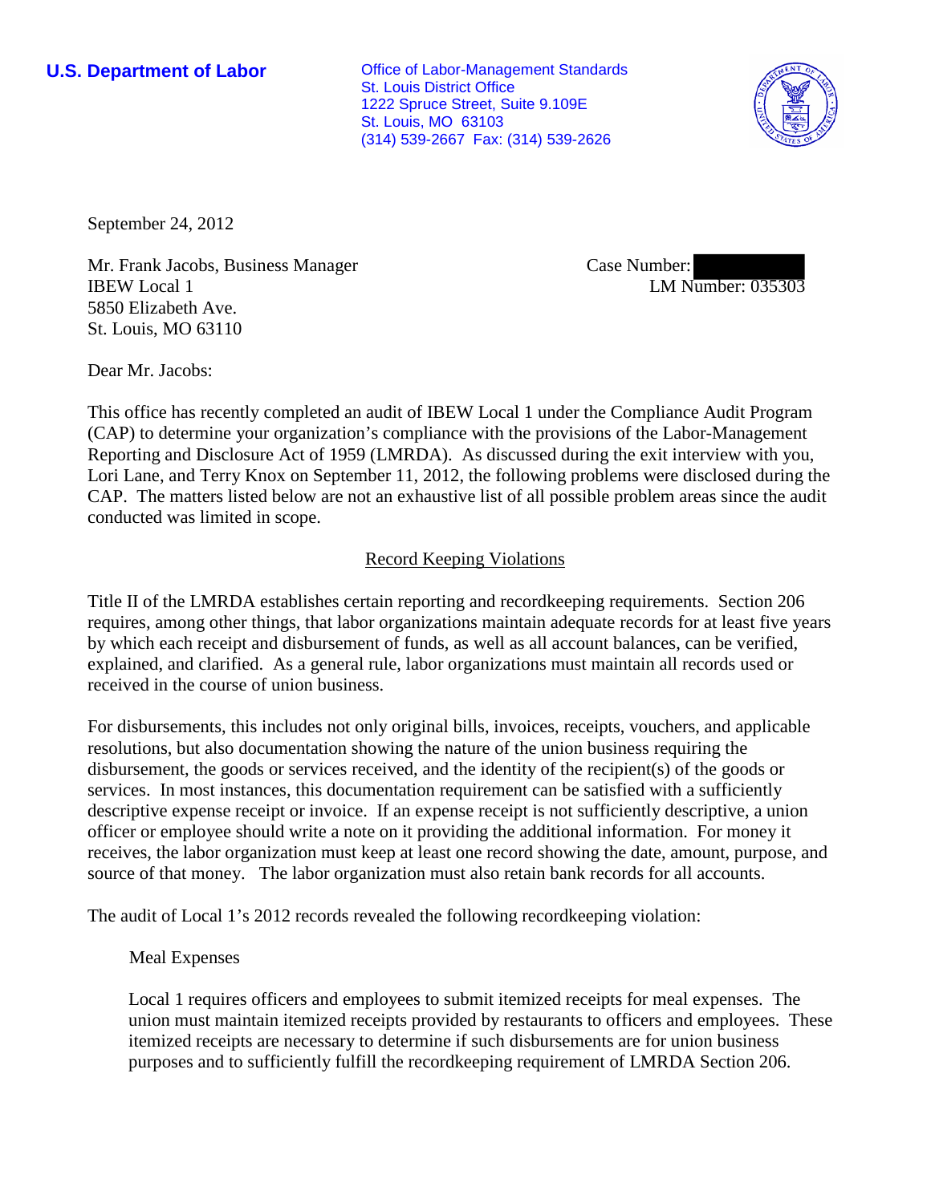**U.S. Department of Labor**

Office of Labor-Management Standards
St. Louis District Office
1222 Spruce Street, Suite 9.109E
St. Louis, MO 63103
(314) 539-2667 Fax: (314) 539-2626

September 24, 2012

Mr. Frank Jacobs, Business Manager
IBEW Local 1
5850 Elizabeth Ave.
St. Louis, MO 63110

Case Number: 
LM Number: 035303

Dear Mr. Jacobs:

This office has recently completed an audit of IBEW Local 1 under the Compliance Audit Program (CAP) to determine your organization's compliance with the provisions of the Labor-Management Reporting and Disclosure Act of 1959 (LMRDA). As discussed during the exit interview with you, Lori Lane, and Terry Knox on September 11, 2012, the following problems were disclosed during the CAP. The matters listed below are not an exhaustive list of all possible problem areas since the audit conducted was limited in scope.

## Record Keeping Violations

Title II of the LMRDA establishes certain reporting and recordkeeping requirements. Section 206 requires, among other things, that labor organizations maintain adequate records for at least five years by which each receipt and disbursement of funds, as well as all account balances, can be verified, explained, and clarified. As a general rule, labor organizations must maintain all records used or received in the course of union business.

For disbursements, this includes not only original bills, invoices, receipts, vouchers, and applicable resolutions, but also documentation showing the nature of the union business requiring the disbursement, the goods or services received, and the identity of the recipient(s) of the goods or services. In most instances, this documentation requirement can be satisfied with a sufficiently descriptive expense receipt or invoice. If an expense receipt is not sufficiently descriptive, a union officer or employee should write a note on it providing the additional information. For money it receives, the labor organization must keep at least one record showing the date, amount, purpose, and source of that money. The labor organization must also retain bank records for all accounts.

The audit of Local 1's 2012 records revealed the following recordkeeping violation:

Meal Expenses

Local 1 requires officers and employees to submit itemized receipts for meal expenses. The union must maintain itemized receipts provided by restaurants to officers and employees. These itemized receipts are necessary to determine if such disbursements are for union business purposes and to sufficiently fulfill the recordkeeping requirement of LMRDA Section 206.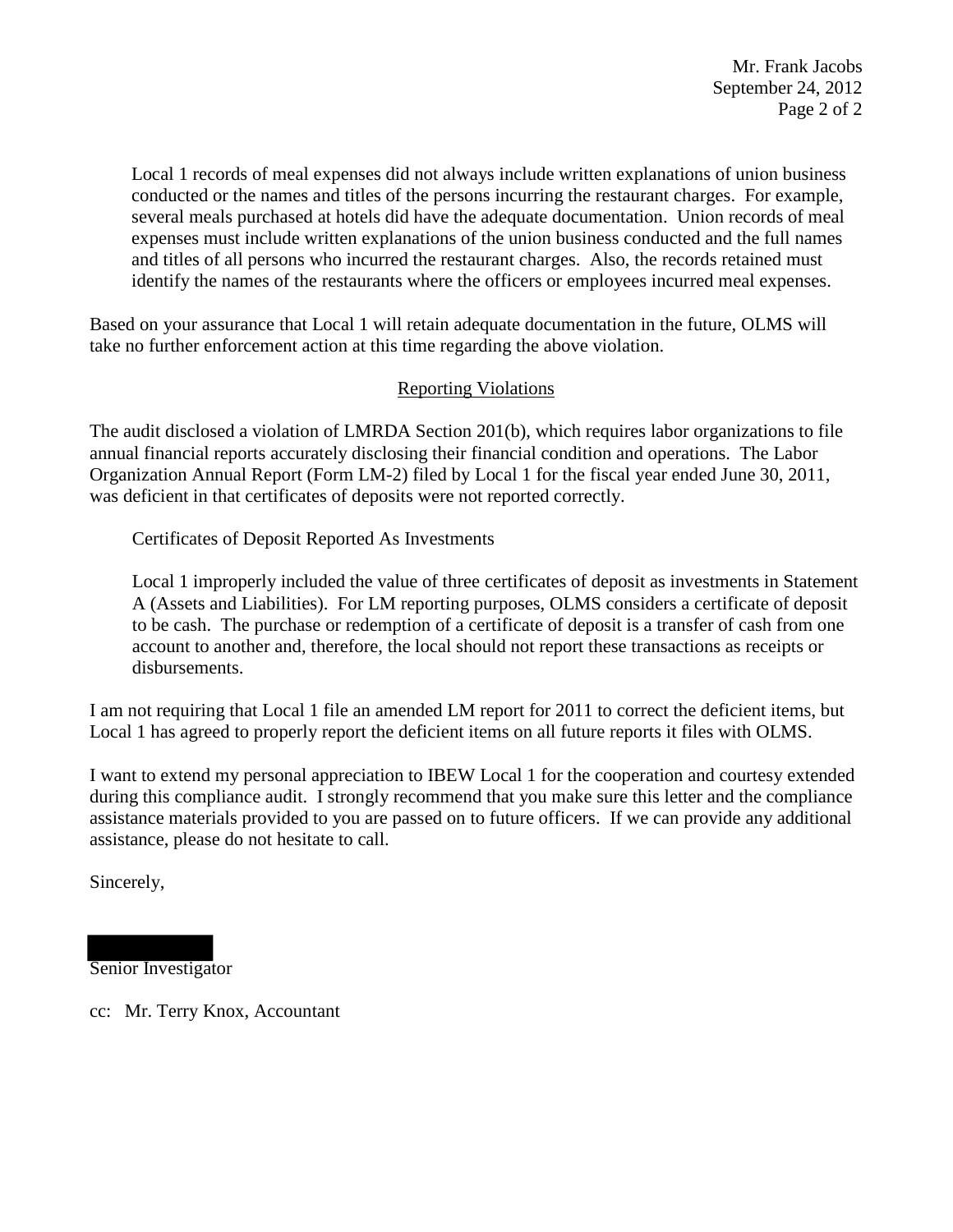Local 1 records of meal expenses did not always include written explanations of union business conducted or the names and titles of the persons incurring the restaurant charges. For example, several meals purchased at hotels did have the adequate documentation. Union records of meal expenses must include written explanations of the union business conducted and the full names and titles of all persons who incurred the restaurant charges. Also, the records retained must identify the names of the restaurants where the officers or employees incurred meal expenses.

Based on your assurance that Local 1 will retain adequate documentation in the future, OLMS will take no further enforcement action at this time regarding the above violation.

## Reporting Violations

The audit disclosed a violation of LMRDA Section 201(b), which requires labor organizations to file annual financial reports accurately disclosing their financial condition and operations. The Labor Organization Annual Report (Form LM-2) filed by Local 1 for the fiscal year ended June 30, 2011, was deficient in that certificates of deposits were not reported correctly.

Certificates of Deposit Reported As Investments

Local 1 improperly included the value of three certificates of deposit as investments in Statement A (Assets and Liabilities). For LM reporting purposes, OLMS considers a certificate of deposit to be cash. The purchase or redemption of a certificate of deposit is a transfer of cash from one account to another and, therefore, the local should not report these transactions as receipts or disbursements.

I am not requiring that Local 1 file an amended LM report for 2011 to correct the deficient items, but Local 1 has agreed to properly report the deficient items on all future reports it files with OLMS.

I want to extend my personal appreciation to IBEW Local 1 for the cooperation and courtesy extended during this compliance audit. I strongly recommend that you make sure this letter and the compliance assistance materials provided to you are passed on to future officers. If we can provide any additional assistance, please do not hesitate to call.

Sincerely,

Senior Investigator

cc: Mr. Terry Knox, Accountant